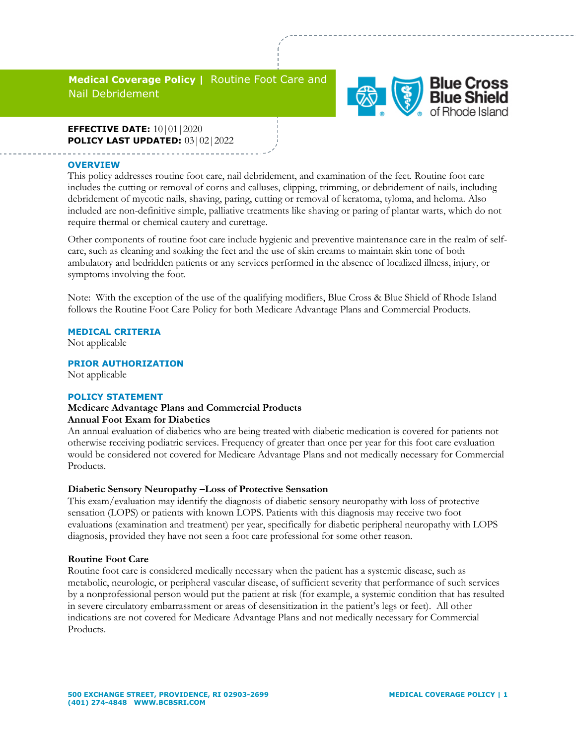# Medical Coverage Policy | Routine Foot Care and Nail Debridement

**EFFECTIVE DATE:** 10|01|2020
**POLICY LAST UPDATED:** 03|02|2022

## OVERVIEW

This policy addresses routine foot care, nail debridement, and examination of the feet. Routine foot care includes the cutting or removal of corns and calluses, clipping, trimming, or debridement of nails, including debridement of mycotic nails, shaving, paring, cutting or removal of keratoma, tyloma, and heloma. Also included are non-definitive simple, palliative treatments like shaving or paring of plantar warts, which do not require thermal or chemical cautery and curettage.

Other components of routine foot care include hygienic and preventive maintenance care in the realm of self-care, such as cleaning and soaking the feet and the use of skin creams to maintain skin tone of both ambulatory and bedridden patients or any services performed in the absence of localized illness, injury, or symptoms involving the foot.

Note: With the exception of the use of the qualifying modifiers, Blue Cross & Blue Shield of Rhode Island follows the Routine Foot Care Policy for both Medicare Advantage Plans and Commercial Products.

## MEDICAL CRITERIA

Not applicable

## PRIOR AUTHORIZATION

Not applicable

## POLICY STATEMENT

**Medicare Advantage Plans and Commercial Products**

**Annual Foot Exam for Diabetics**

An annual evaluation of diabetics who are being treated with diabetic medication is covered for patients not otherwise receiving podiatric services. Frequency of greater than once per year for this foot care evaluation would be considered not covered for Medicare Advantage Plans and not medically necessary for Commercial Products.

**Diabetic Sensory Neuropathy –Loss of Protective Sensation**

This exam/evaluation may identify the diagnosis of diabetic sensory neuropathy with loss of protective sensation (LOPS) or patients with known LOPS. Patients with this diagnosis may receive two foot evaluations (examination and treatment) per year, specifically for diabetic peripheral neuropathy with LOPS diagnosis, provided they have not seen a foot care professional for some other reason.

**Routine Foot Care**

Routine foot care is considered medically necessary when the patient has a systemic disease, such as metabolic, neurologic, or peripheral vascular disease, of sufficient severity that performance of such services by a nonprofessional person would put the patient at risk (for example, a systemic condition that has resulted in severe circulatory embarrassment or areas of desensitization in the patient's legs or feet). All other indications are not covered for Medicare Advantage Plans and not medically necessary for Commercial Products.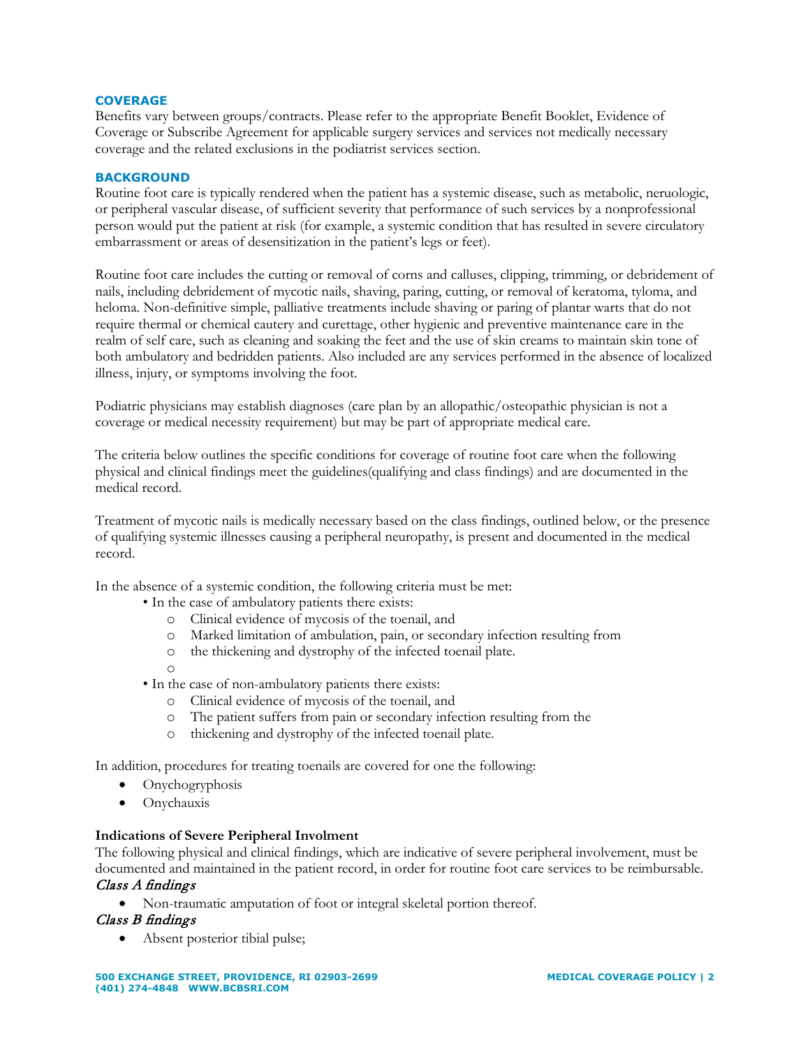## COVERAGE

Benefits vary between groups/contracts. Please refer to the appropriate Benefit Booklet, Evidence of Coverage or Subscribe Agreement for applicable surgery services and services not medically necessary coverage and the related exclusions in the podiatrist services section.

## BACKGROUND

Routine foot care is typically rendered when the patient has a systemic disease, such as metabolic, neruologic, or peripheral vascular disease, of sufficient severity that performance of such services by a nonprofessional person would put the patient at risk (for example, a systemic condition that has resulted in severe circulatory embarrassment or areas of desensitization in the patient's legs or feet).

Routine foot care includes the cutting or removal of corns and calluses, clipping, trimming, or debridement of nails, including debridement of mycotic nails, shaving, paring, cutting, or removal of keratoma, tyloma, and heloma. Non-definitive simple, palliative treatments include shaving or paring of plantar warts that do not require thermal or chemical cautery and curettage, other hygienic and preventive maintenance care in the realm of self care, such as cleaning and soaking the feet and the use of skin creams to maintain skin tone of both ambulatory and bedridden patients. Also included are any services performed in the absence of localized illness, injury, or symptoms involving the foot.

Podiatric physicians may establish diagnoses (care plan by an allopathic/osteopathic physician is not a coverage or medical necessity requirement) but may be part of appropriate medical care.

The criteria below outlines the specific conditions for coverage of routine foot care when the following physical and clinical findings meet the guidelines(qualifying and class findings) and are documented in the medical record.

Treatment of mycotic nails is medically necessary based on the class findings, outlined below, or the presence of qualifying systemic illnesses causing a peripheral neuropathy, is present and documented in the medical record.

In the absence of a systemic condition, the following criteria must be met:

- In the case of ambulatory patients there exists:
  - Clinical evidence of mycosis of the toenail, and
  - Marked limitation of ambulation, pain, or secondary infection resulting from
  - the thickening and dystrophy of the infected toenail plate.
  - 
- In the case of non-ambulatory patients there exists:
  - Clinical evidence of mycosis of the toenail, and
  - The patient suffers from pain or secondary infection resulting from the
  - thickening and dystrophy of the infected toenail plate.

In addition, procedures for treating toenails are covered for one the following:

- Onychogryphosis
- Onychauxis

**Indications of Severe Peripheral Involment**

The following physical and clinical findings, which are indicative of severe peripheral involvement, must be documented and maintained in the patient record, in order for routine foot care services to be reimbursable.

*Class A findings*

- Non-traumatic amputation of foot or integral skeletal portion thereof.

*Class B findings*

- Absent posterior tibial pulse;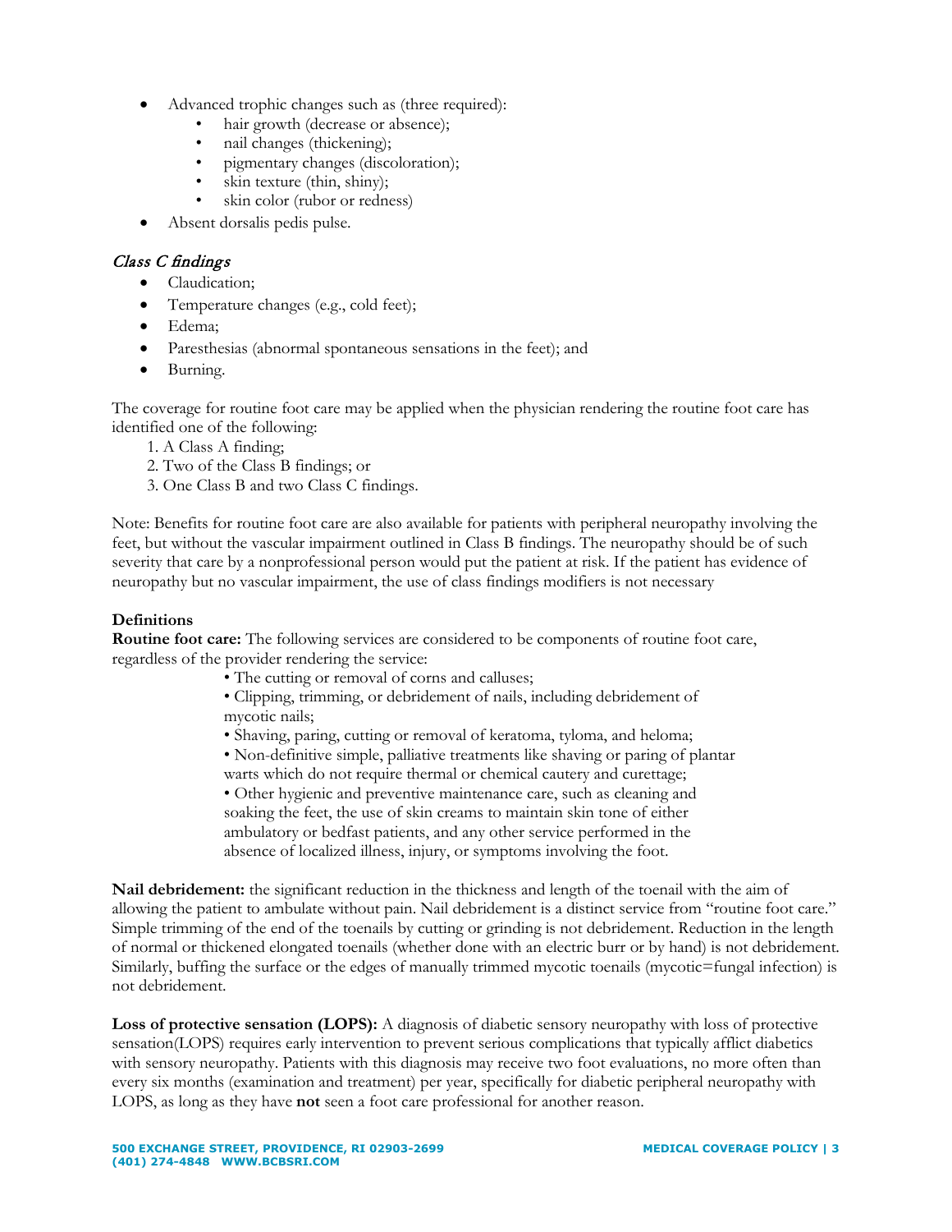- Advanced trophic changes such as (three required):
  - hair growth (decrease or absence);
  - nail changes (thickening);
  - pigmentary changes (discoloration);
  - skin texture (thin, shiny);
  - skin color (rubor or redness)
- Absent dorsalis pedis pulse.

### *Class C findings*

- Claudication;
- Temperature changes (e.g., cold feet);
- Edema;
- Paresthesias (abnormal spontaneous sensations in the feet); and
- Burning.

The coverage for routine foot care may be applied when the physician rendering the routine foot care has identified one of the following:

1. A Class A finding;
2. Two of the Class B findings; or
3. One Class B and two Class C findings.

Note: Benefits for routine foot care are also available for patients with peripheral neuropathy involving the feet, but without the vascular impairment outlined in Class B findings. The neuropathy should be of such severity that care by a nonprofessional person would put the patient at risk. If the patient has evidence of neuropathy but no vascular impairment, the use of class findings modifiers is not necessary

**Definitions**

**Routine foot care:** The following services are considered to be components of routine foot care, regardless of the provider rendering the service:

- The cutting or removal of corns and calluses;
- Clipping, trimming, or debridement of nails, including debridement of mycotic nails;
- Shaving, paring, cutting or removal of keratoma, tyloma, and heloma;
- Non-definitive simple, palliative treatments like shaving or paring of plantar warts which do not require thermal or chemical cautery and curettage;
- Other hygienic and preventive maintenance care, such as cleaning and soaking the feet, the use of skin creams to maintain skin tone of either ambulatory or bedfast patients, and any other service performed in the absence of localized illness, injury, or symptoms involving the foot.

**Nail debridement:** the significant reduction in the thickness and length of the toenail with the aim of allowing the patient to ambulate without pain. Nail debridement is a distinct service from "routine foot care." Simple trimming of the end of the toenails by cutting or grinding is not debridement. Reduction in the length of normal or thickened elongated toenails (whether done with an electric burr or by hand) is not debridement. Similarly, buffing the surface or the edges of manually trimmed mycotic toenails (mycotic=fungal infection) is not debridement.

**Loss of protective sensation (LOPS):** A diagnosis of diabetic sensory neuropathy with loss of protective sensation(LOPS) requires early intervention to prevent serious complications that typically afflict diabetics with sensory neuropathy. Patients with this diagnosis may receive two foot evaluations, no more often than every six months (examination and treatment) per year, specifically for diabetic peripheral neuropathy with LOPS, as long as they have **not** seen a foot care professional for another reason.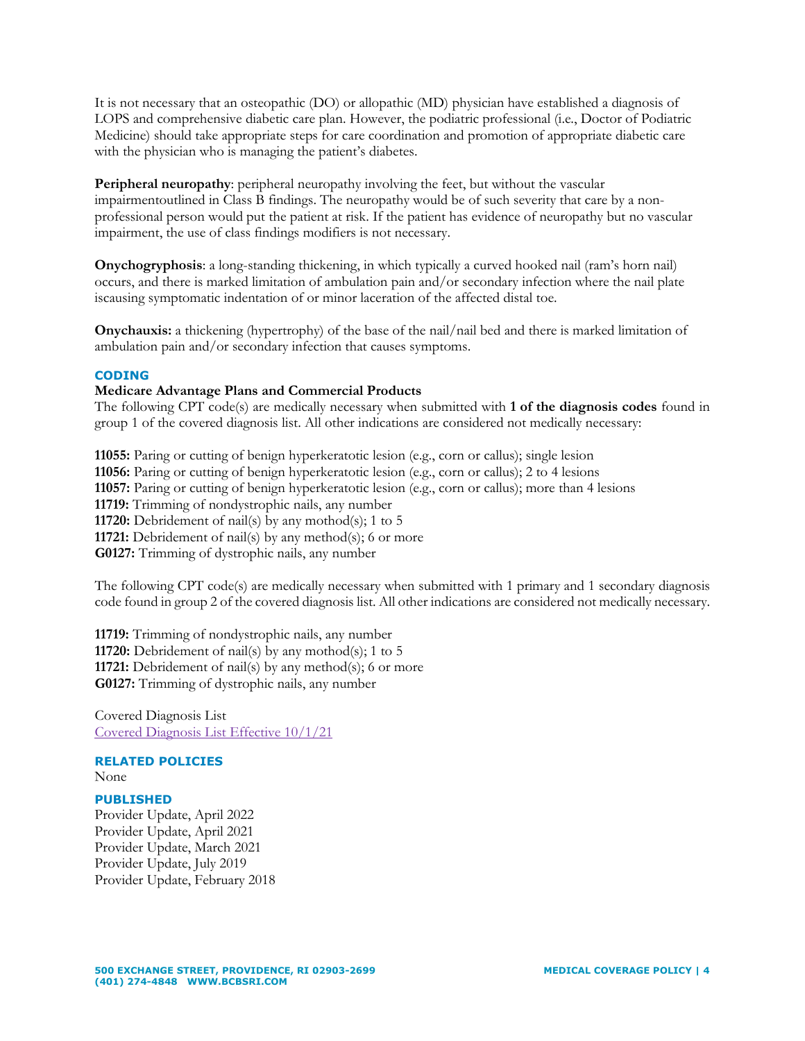It is not necessary that an osteopathic (DO) or allopathic (MD) physician have established a diagnosis of LOPS and comprehensive diabetic care plan. However, the podiatric professional (i.e., Doctor of Podiatric Medicine) should take appropriate steps for care coordination and promotion of appropriate diabetic care with the physician who is managing the patient's diabetes.

**Peripheral neuropathy**: peripheral neuropathy involving the feet, but without the vascular impairmentoutlined in Class B findings. The neuropathy would be of such severity that care by a non-professional person would put the patient at risk. If the patient has evidence of neuropathy but no vascular impairment, the use of class findings modifiers is not necessary.

**Onychogryphosis**: a long-standing thickening, in which typically a curved hooked nail (ram's horn nail) occurs, and there is marked limitation of ambulation pain and/or secondary infection where the nail plate iscausing symptomatic indentation of or minor laceration of the affected distal toe.

**Onychauxis:** a thickening (hypertrophy) of the base of the nail/nail bed and there is marked limitation of ambulation pain and/or secondary infection that causes symptoms.

## CODING

**Medicare Advantage Plans and Commercial Products**

The following CPT code(s) are medically necessary when submitted with **1 of the diagnosis codes** found in group 1 of the covered diagnosis list. All other indications are considered not medically necessary:

**11055:** Paring or cutting of benign hyperkeratotic lesion (e.g., corn or callus); single lesion
**11056:** Paring or cutting of benign hyperkeratotic lesion (e.g., corn or callus); 2 to 4 lesions
**11057:** Paring or cutting of benign hyperkeratotic lesion (e.g., corn or callus); more than 4 lesions
**11719:** Trimming of nondystrophic nails, any number
**11720:** Debridement of nail(s) by any mothod(s); 1 to 5
**11721:** Debridement of nail(s) by any method(s); 6 or more
**G0127:** Trimming of dystrophic nails, any number

The following CPT code(s) are medically necessary when submitted with 1 primary and 1 secondary diagnosis code found in group 2 of the covered diagnosis list. All other indications are considered not medically necessary.

**11719:** Trimming of nondystrophic nails, any number
**11720:** Debridement of nail(s) by any mothod(s); 1 to 5
**11721:** Debridement of nail(s) by any method(s); 6 or more
**G0127:** Trimming of dystrophic nails, any number

Covered Diagnosis List
Covered Diagnosis List Effective 10/1/21

## RELATED POLICIES

None

## PUBLISHED

Provider Update, April 2022
Provider Update, April 2021
Provider Update, March 2021
Provider Update, July 2019
Provider Update, February 2018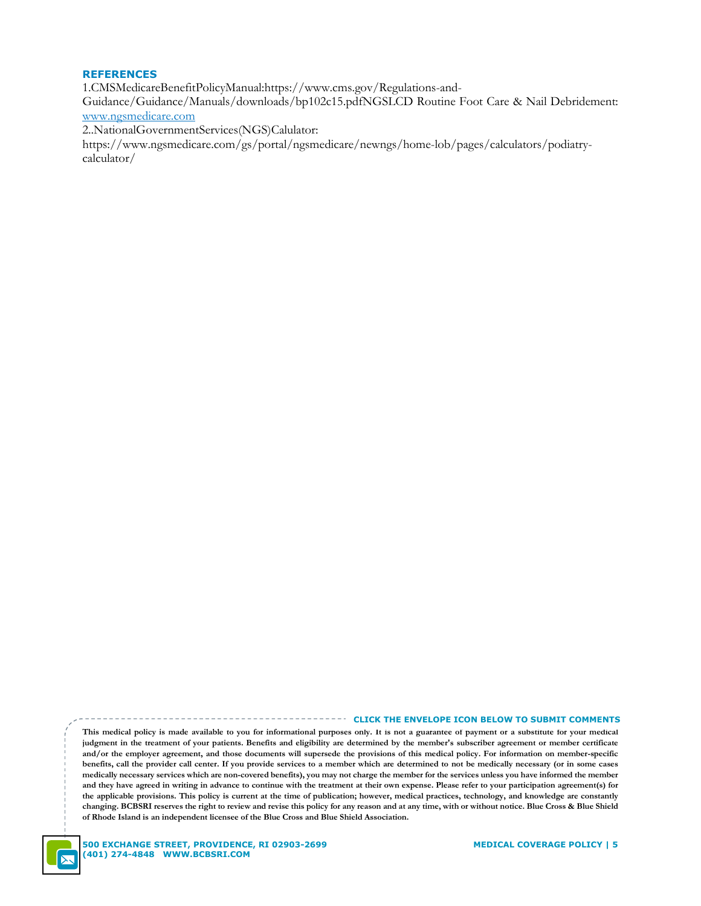## REFERENCES

1.CMSMedicareBenefitPolicyManual:https://www.cms.gov/Regulations-and-Guidance/Guidance/Manuals/downloads/bp102c15.pdfNGSLCD Routine Foot Care & Nail Debridement: [www.ngsmedicare.com](http://www.ngsmedicare.com)

2..NationalGovernmentServices(NGS)Calulator: https://www.ngsmedicare.com/gs/portal/ngsmedicare/newngs/home-lob/pages/calculators/podiatry-calculator/

**CLICK THE ENVELOPE ICON BELOW TO SUBMIT COMMENTS**

**This medical policy is made available to you for informational purposes only. It is not a guarantee of payment or a substitute for your medical judgment in the treatment of your patients. Benefits and eligibility are determined by the member's subscriber agreement or member certificate and/or the employer agreement, and those documents will supersede the provisions of this medical policy. For information on member-specific benefits, call the provider call center. If you provide services to a member which are determined to not be medically necessary (or in some cases medically necessary services which are non-covered benefits), you may not charge the member for the services unless you have informed the member and they have agreed in writing in advance to continue with the treatment at their own expense. Please refer to your participation agreement(s) for the applicable provisions. This policy is current at the time of publication; however, medical practices, technology, and knowledge are constantly changing. BCBSRI reserves the right to review and revise this policy for any reason and at any time, with or without notice. Blue Cross & Blue Shield of Rhode Island is an independent licensee of the Blue Cross and Blue Shield Association.**

**500 EXCHANGE STREET, PROVIDENCE, RI 02903-2699**
**(401) 274-4848 WWW.BCBSRI.COM**